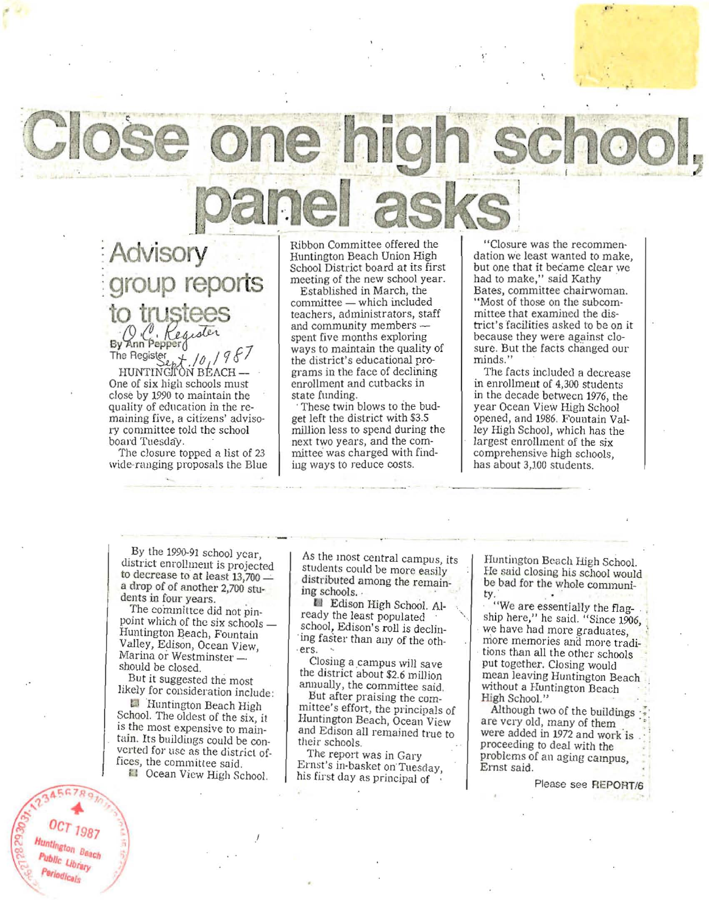# Close one high school, panel asks

## Advisory group reports to trustees

O.C. Register

By Ann Pepper

The Register Sept. 10, 1987

HUNTINGTON BEACH — One of six high schools must close by 1990 to maintain the quality of education in the remaining five, a citizens' advisory committee told the school board Tuesday.

The closure topped a list of 23 wide-ranging proposals the Blue Ribbon Committee offered the Huntington Beach Union High School District board at its first meeting of the new school year.

Established in March, the committee — which included teachers, administrators, staff and community members — spent five months exploring ways to maintain the quality of the district's educational programs in the face of declining enrollment and cutbacks in state funding.

These twin blows to the budget left the district with $3.5 million less to spend during the next two years, and the committee was charged with finding ways to reduce costs.

"Closure was the recommendation we least wanted to make, but one that it became clear we had to make," said Kathy Bates, committee chairwoman. "Most of those on the subcommittee that examined the district's facilities asked to be on it because they were against closure. But the facts changed our minds."

The facts included a decrease in enrollment of 4,300 students in the decade between 1976, the year Ocean View High School opened, and 1986. Fountain Valley High School, which has the largest enrollment of the six comprehensive high schools, has about 3,100 students.

By the 1990-91 school year, district enrollment is projected to decrease to at least 13,700 — a drop of of another 2,700 students in four years.

The committee did not pinpoint which of the six schools — Huntington Beach, Fountain Valley, Edison, Ocean View, Marina or Westminster — should be closed.

But it suggested the most likely for consideration include:

- Huntington Beach High School. The oldest of the six, it is the most expensive to maintain. Its buildings could be converted for use as the district offices, the committee said.
- Ocean View High School. As the most central campus, its students could be more easily distributed among the remaining schools.
- Edison High School. Already the least populated school, Edison's roll is declining faster than any of the others.

Closing a campus will save the district about $2.6 million annually, the committee said.

But after praising the committee's effort, the principals of Huntington Beach, Ocean View and Edison all remained true to their schools.

The report was in Gary Ernst's in-basket on Tuesday, his first day as principal of Huntington Beach High School. He said closing his school would be bad for the whole community.

"We are essentially the flagship here," he said. "Since 1906, we have had more graduates, more memories and more traditions than all the other schools put together. Closing would mean leaving Huntington Beach without a Huntington Beach High School."

Although two of the buildings are very old, many of them were added in 1972 and work is proceeding to deal with the problems of an aging campus, Ernst said.

Please see REPORT/6

OCT 1987 Huntington Beach Public Library Periodicals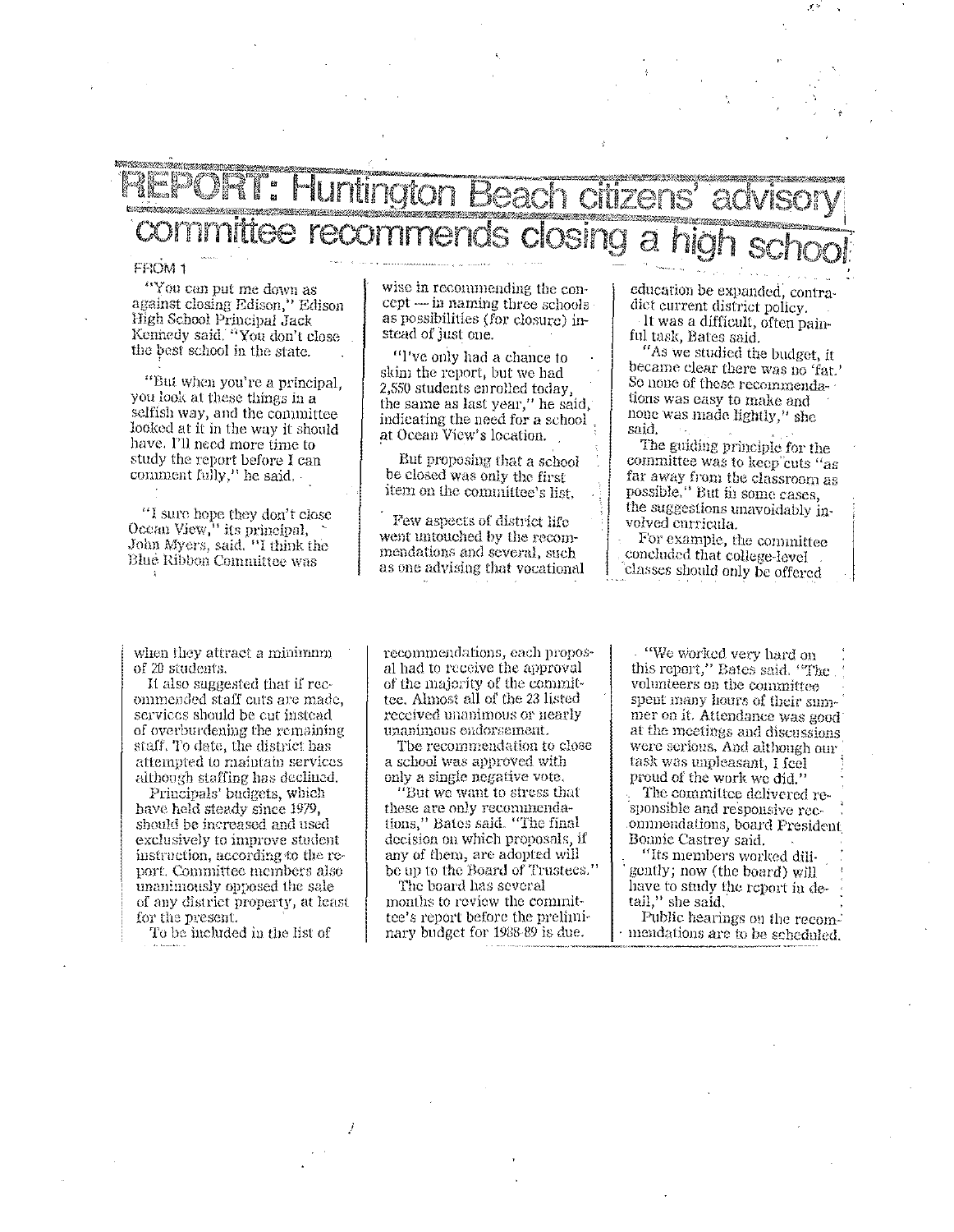# REPORT: Huntington Beach citizens' advisory committee recommends closing a high school

FROM 1

"You can put me down as against closing Edison," Edison High School Principal Jack Kennedy said. "You don't close the best school in the state.

"But when you're a principal, you look at these things in a selfish way, and the committee looked at it in the way it should have. I'll need more time to study the report before I can comment fully," he said.

"I sure hope they don't close Ocean View," its principal, John Myers, said. "I think the Blue Ribbon Committee was wise in recommending the concept — in naming three schools as possibilities (for closure) instead of just one.

"I've only had a chance to skim the report, but we had 2,550 students enrolled today, the same as last year," he said, indicating the need for a school at Ocean View's location.

But proposing that a school be closed was only the first item on the committee's list.

Few aspects of district life went untouched by the recommendations and several, such as one advising that vocational education be expanded, contradict current district policy.

It was a difficult, often painful task, Bates said.

"As we studied the budget, it became clear there was no 'fat.' So none of these recommendations was easy to make and none was made lightly," she said.

The guiding principle for the committee was to keep cuts "as far away from the classroom as possible." But in some cases, the suggestions unavoidably involved curricula.

For example, the committee concluded that college-level classes should only be offered when they attract a minimum of 20 students.

It also suggested that if recommended staff cuts are made, services should be cut instead of overburdening the remaining staff. To date, the district has attempted to maintain services although staffing has declined.

Principals' budgets, which have held steady since 1979, should be increased and used exclusively to improve student instruction, according to the report. Committee members also unanimously opposed the sale of any district property, at least for the present.

To be included in the list of recommendations, each proposal had to receive the approval of the majority of the committee. Almost all of the 23 listed received unanimous or nearly unanimous endorsement.

The recommendation to close a school was approved with only a single negative vote.

"But we want to stress that these are only recommendations," Bates said. "The final decision on which proposals, if any of them, are adopted will be up to the Board of Trustees."

The board has several months to review the committee's report before the preliminary budget for 1988-89 is due.

"We worked very hard on this report," Bates said. "The volunteers on the committee spent many hours of their summer on it. Attendance was good at the meetings and discussions were serious. And although our task was unpleasant, I feel proud of the work we did."

The committee delivered responsible and responsive recommendations, board President Bonnie Castrey said.

"Its members worked diligently; now (the board) will have to study the report in detail," she said.

Public hearings on the recommendations are to be scheduled.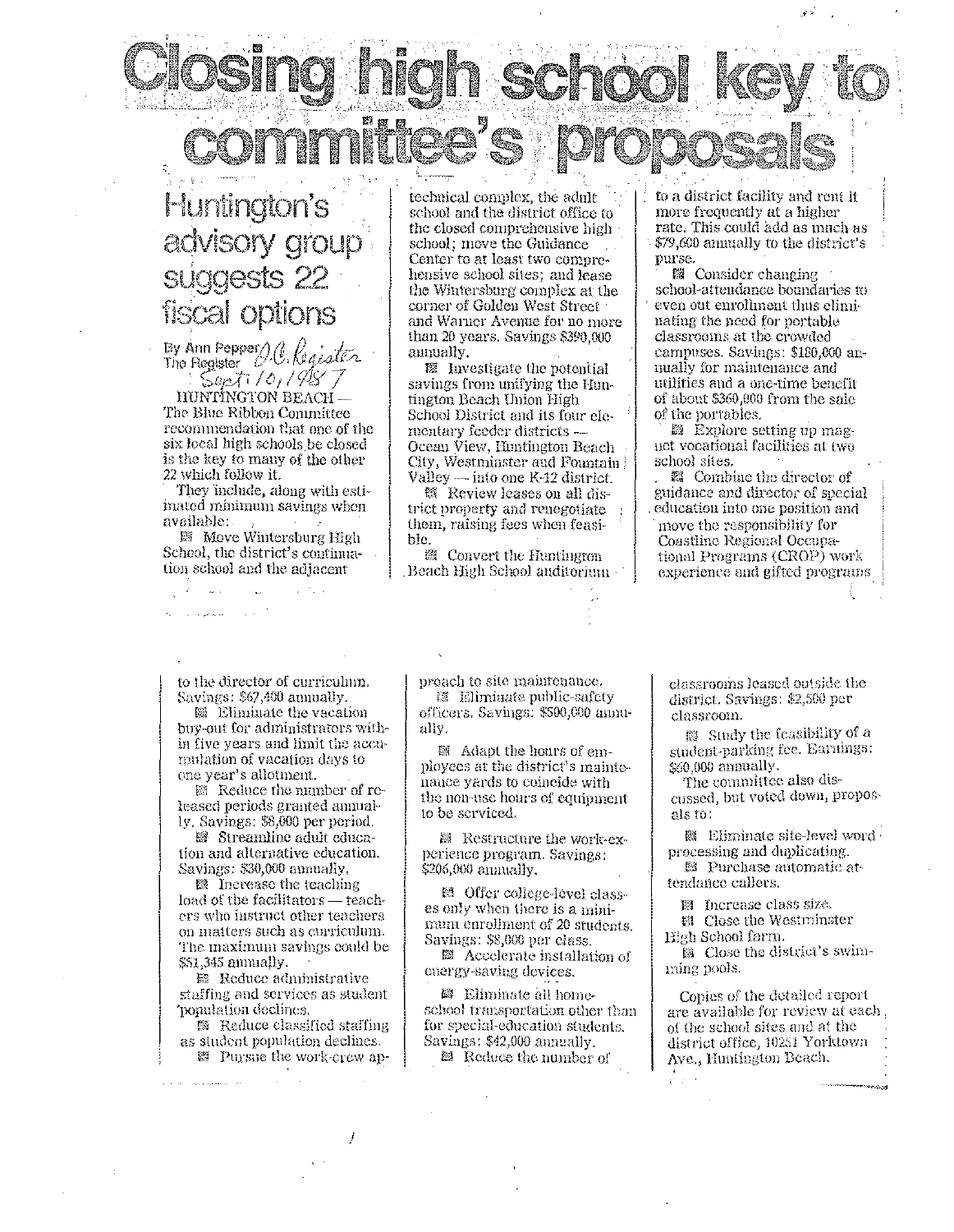# Closing high school key to committee's proposals

## Huntington's advisory group suggests 22 fiscal options

By Ann Pepper
The Register *O.C. Register Sept. 10, 1987*

HUNTINGTON BEACH — The Blue Ribbon Committee recommendation that one of the six local high schools be closed is the key to many of the other 22 which follow it.

They include, along with estimated minimum savings when available:

- Move Wintersburg High School, the district's continuation school and the adjacent technical complex, the adult school and the district office to the closed comprehensive high school; move the Guidance Center to at least two comprehensive school sites; and lease the Wintersburg complex at the corner of Golden West Street and Warner Avenue for no more than 20 years. Savings $390,000 annually.
- Investigate the potential savings from unifying the Huntington Beach Union High School District and its four elementary feeder districts — Ocean View, Huntington Beach City, Westminster and Fountain Valley — into one K-12 district.
- Review leases on all district property and renegotiate them, raising fees when feasible.
- Convert the Huntington Beach High School auditorium to a district facility and rent it more frequently at a higher rate. This could add as much as $79,600 annually to the district's purse.
- Consider changing school-attendance boundaries to even out enrollment thus eliminating the need for portable classrooms at the crowded campuses. Savings: $180,000 annually for maintenance and utilities and a one-time benefit of about $360,000 from the sale of the portables.
- Explore setting up magnet vocational facilities at two school sites.
- Combine the director of guidance and director of special education into one position and move the responsibility for Coastline Regional Occupational Programs (CROP) work experience and gifted programs to the director of curriculum. Savings: $67,400 annually.
- Eliminate the vacation buy-out for administrators within five years and limit the accumulation of vacation days to one year's allotment.
- Reduce the number of released periods granted annually. Savings: $8,000 per period.
- Streamline adult education and alternative education. Savings: $30,000 annually.
- Increase the teaching load of the facilitators — teachers who instruct other teachers on matters such as curriculum. The maximum savings could be $51,345 annually.
- Reduce administrative staffing and services as student population declines.
- Reduce classified staffing as student population declines.
- Pursue the work-crew approach to site maintenance.
- Eliminate public-safety officers. Savings: $500,000 annually.
- Adapt the hours of employees at the district's maintenance yards to coincide with the non-use hours of equipment to be serviced.
- Restructure the work-experience program. Savings: $206,000 annually.
- Offer college-level classes only when there is a minimum enrollment of 20 students. Savings: $8,000 per class.
- Accelerate installation of energy-saving devices.
- Eliminate all home-school transportation other than for special-education students. Savings: $42,000 annually.
- Reduce the number of classrooms leased outside the district. Savings: $2,500 per classroom.
- Study the feasibility of a student-parking fee. Earnings: $60,000 annually.

The committee also discussed, but voted down, proposals to:

- Eliminate site-level word processing and duplicating.
- Purchase automatic attendance callers.
- Increase class size.
- Close the Westminster High School farm.
- Close the district's swimming pools.

Copies of the detailed report are available for review at each of the school sites and at the district office, 10251 Yorktown Ave., Huntington Beach.